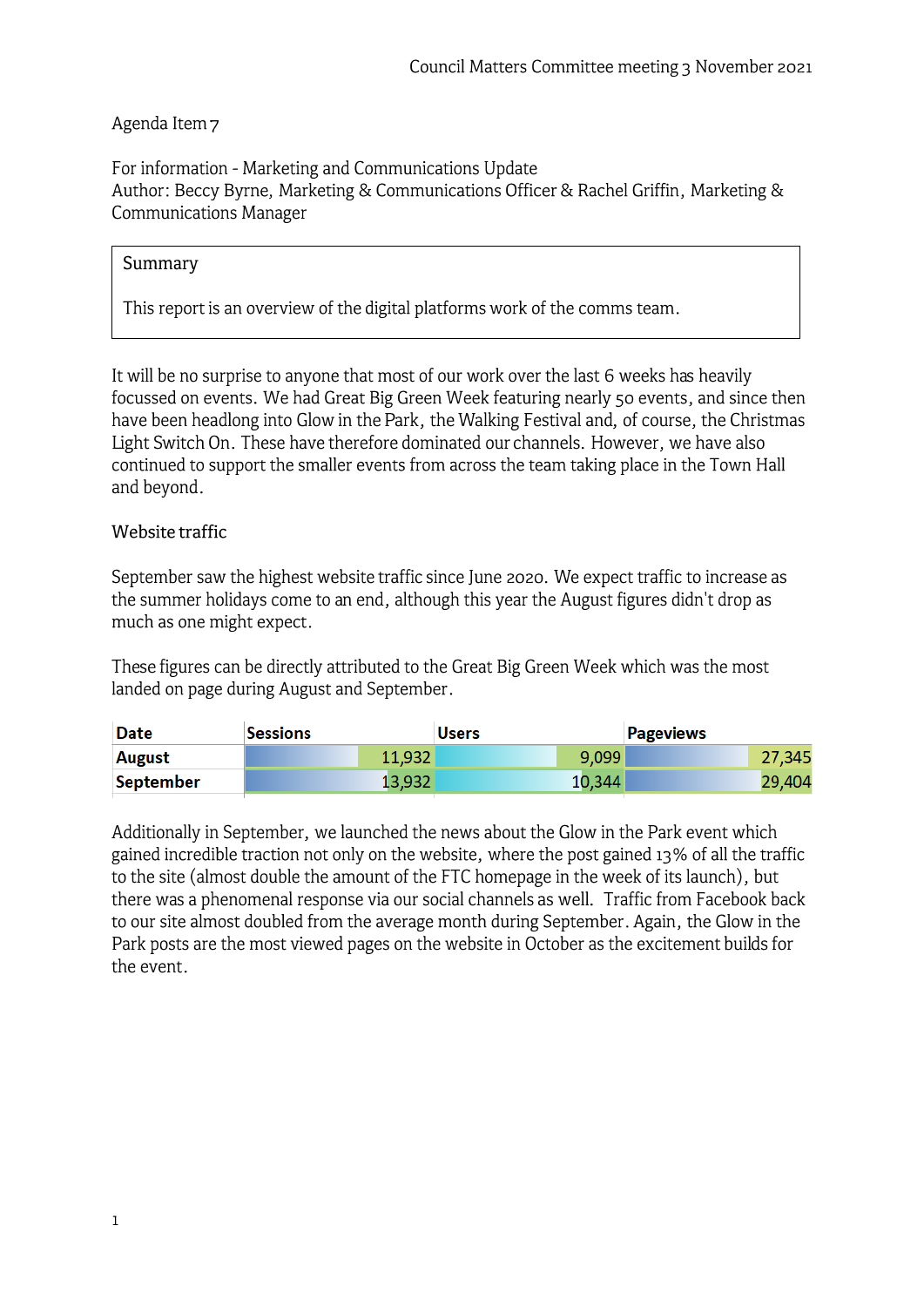Council Matters Committee meeting 3 November 2021

Agenda Item 7

For information - Marketing and Communications Update
Author: Beccy Byrne, Marketing & Communications Officer & Rachel Griffin, Marketing & Communications Manager

> **Summary**
>
> This report is an overview of the digital platforms work of the comms team.

It will be no surprise to anyone that most of our work over the last 6 weeks has heavily focussed on events. We had Great Big Green Week featuring nearly 50 events, and since then have been headlong into Glow in the Park, the Walking Festival and, of course, the Christmas Light Switch On. These have therefore dominated our channels. However, we have also continued to support the smaller events from across the team taking place in the Town Hall and beyond.

## Website traffic

September saw the highest website traffic since June 2020. We expect traffic to increase as the summer holidays come to an end, although this year the August figures didn't drop as much as one might expect.

These figures can be directly attributed to the Great Big Green Week which was the most landed on page during August and September.

| Date | Sessions | Users | Pageviews |
|---|---|---|---|
| **August** | 11,932 | 9,099 | 27,345 |
| **September** | 13,932 | 10,344 | 29,404 |

Additionally in September, we launched the news about the Glow in the Park event which gained incredible traction not only on the website, where the post gained 13% of all the traffic to the site (almost double the amount of the FTC homepage in the week of its launch), but there was a phenomenal response via our social channels as well. Traffic from Facebook back to our site almost doubled from the average month during September. Again, the Glow in the Park posts are the most viewed pages on the website in October as the excitement builds for the event.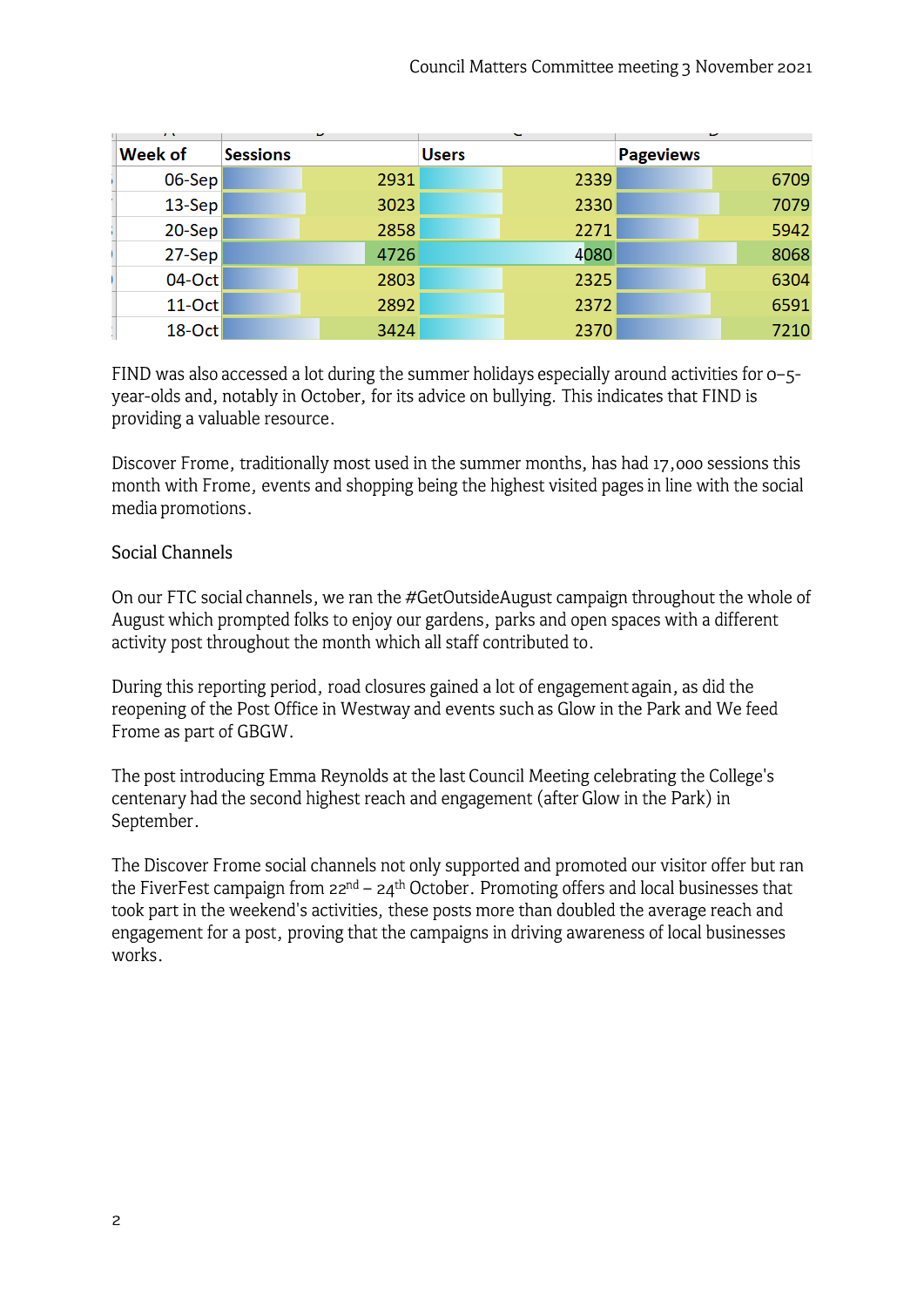| Week of | Sessions | Users | Pageviews |
| --- | --- | --- | --- |
| 06-Sep | 2931 | 2339 | 6709 |
| 13-Sep | 3023 | 2330 | 7079 |
| 20-Sep | 2858 | 2271 | 5942 |
| 27-Sep | 4726 | 4080 | 8068 |
| 04-Oct | 2803 | 2325 | 6304 |
| 11-Oct | 2892 | 2372 | 6591 |
| 18-Oct | 3424 | 2370 | 7210 |

FIND was also accessed a lot during the summer holidays especially around activities for 0–5-year-olds and, notably in October, for its advice on bullying. This indicates that FIND is providing a valuable resource.

Discover Frome, traditionally most used in the summer months, has had 17,000 sessions this month with Frome, events and shopping being the highest visited pages in line with the social media promotions.

Social Channels

On our FTC social channels, we ran the #GetOutsideAugust campaign throughout the whole of August which prompted folks to enjoy our gardens, parks and open spaces with a different activity post throughout the month which all staff contributed to.

During this reporting period, road closures gained a lot of engagement again, as did the reopening of the Post Office in Westway and events such as Glow in the Park and We feed Frome as part of GBGW.

The post introducing Emma Reynolds at the last Council Meeting celebrating the College's centenary had the second highest reach and engagement (after Glow in the Park) in September.

The Discover Frome social channels not only supported and promoted our visitor offer but ran the FiverFest campaign from 22nd – 24th October. Promoting offers and local businesses that took part in the weekend's activities, these posts more than doubled the average reach and engagement for a post, proving that the campaigns in driving awareness of local businesses works.